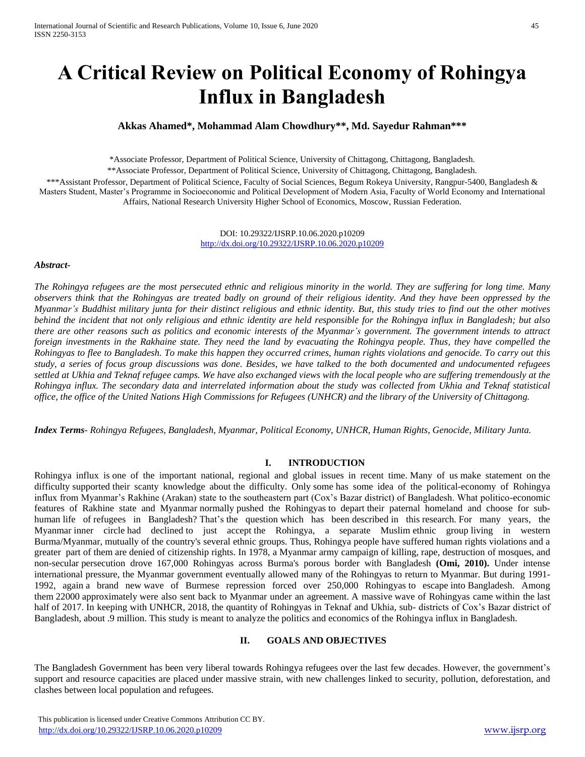# A Critical Review on Political Economy of Rohingya Influx in Bangladesh

**Akkas Ahamed\*, Mohammad Alam Chowdhury\*\*, Md. Sayedur Rahman\*\*\***

\*Associate Professor, Department of Political Science, University of Chittagong, Chittagong, Bangladesh.
\*\*Associate Professor, Department of Political Science, University of Chittagong, Chittagong, Bangladesh.
\*\*\*Assistant Professor, Department of Political Science, Faculty of Social Sciences, Begum Rokeya University, Rangpur-5400, Bangladesh & Masters Student, Master's Programme in Socioeconomic and Political Development of Modern Asia, Faculty of World Economy and International Affairs, National Research University Higher School of Economics, Moscow, Russian Federation.

DOI: 10.29322/IJSRP.10.06.2020.p10209
http://dx.doi.org/10.29322/IJSRP.10.06.2020.p10209

***Abstract-***

*The Rohingya refugees are the most persecuted ethnic and religious minority in the world. They are suffering for long time. Many observers think that the Rohingyas are treated badly on ground of their religious identity. And they have been oppressed by the Myanmar's Buddhist military junta for their distinct religious and ethnic identity. But, this study tries to find out the other motives behind the incident that not only religious and ethnic identity are held responsible for the Rohingya influx in Bangladesh; but also there are other reasons such as politics and economic interests of the Myanmar's government. The government intends to attract foreign investments in the Rakhaine state. They need the land by evacuating the Rohingya people. Thus, they have compelled the Rohingyas to flee to Bangladesh. To make this happen they occurred crimes, human rights violations and genocide. To carry out this study, a series of focus group discussions was done. Besides, we have talked to the both documented and undocumented refugees settled at Ukhia and Teknaf refugee camps. We have also exchanged views with the local people who are suffering tremendously at the Rohingya influx. The secondary data and interrelated information about the study was collected from Ukhia and Teknaf statistical office, the office of the United Nations High Commissions for Refugees (UNHCR) and the library of the University of Chittagong.*

***Index Terms****- Rohingya Refugees, Bangladesh, Myanmar, Political Economy, UNHCR, Human Rights, Genocide, Military Junta.*

## I. INTRODUCTION

Rohingya influx is one of the important national, regional and global issues in recent time. Many of us make statement on the difficulty supported their scanty knowledge about the difficulty. Only some has some idea of the political-economy of Rohingya influx from Myanmar's Rakhine (Arakan) state to the southeastern part (Cox's Bazar district) of Bangladesh. What politico-economic features of Rakhine state and Myanmar normally pushed the Rohingyas to depart their paternal homeland and choose for sub-human life of refugees in Bangladesh? That's the question which has been described in this research. For many years, the Myanmar inner circle had declined to just accept the Rohingya, a separate Muslim ethnic group living in western Burma/Myanmar, mutually of the country's several ethnic groups. Thus, Rohingya people have suffered human rights violations and a greater part of them are denied of citizenship rights. In 1978, a Myanmar army campaign of killing, rape, destruction of mosques, and non-secular persecution drove 167,000 Rohingyas across Burma's porous border with Bangladesh **(Omi, 2010).** Under intense international pressure, the Myanmar government eventually allowed many of the Rohingyas to return to Myanmar. But during 1991-1992, again a brand new wave of Burmese repression forced over 250,000 Rohingyas to escape into Bangladesh. Among them 22000 approximately were also sent back to Myanmar under an agreement. A massive wave of Rohingyas came within the last half of 2017. In keeping with UNHCR, 2018, the quantity of Rohingyas in Teknaf and Ukhia, sub- districts of Cox's Bazar district of Bangladesh, about .9 million. This study is meant to analyze the politics and economics of the Rohingya influx in Bangladesh.

## II. GOALS AND OBJECTIVES

The Bangladesh Government has been very liberal towards Rohingya refugees over the last few decades. However, the government's support and resource capacities are placed under massive strain, with new challenges linked to security, pollution, deforestation, and clashes between local population and refugees.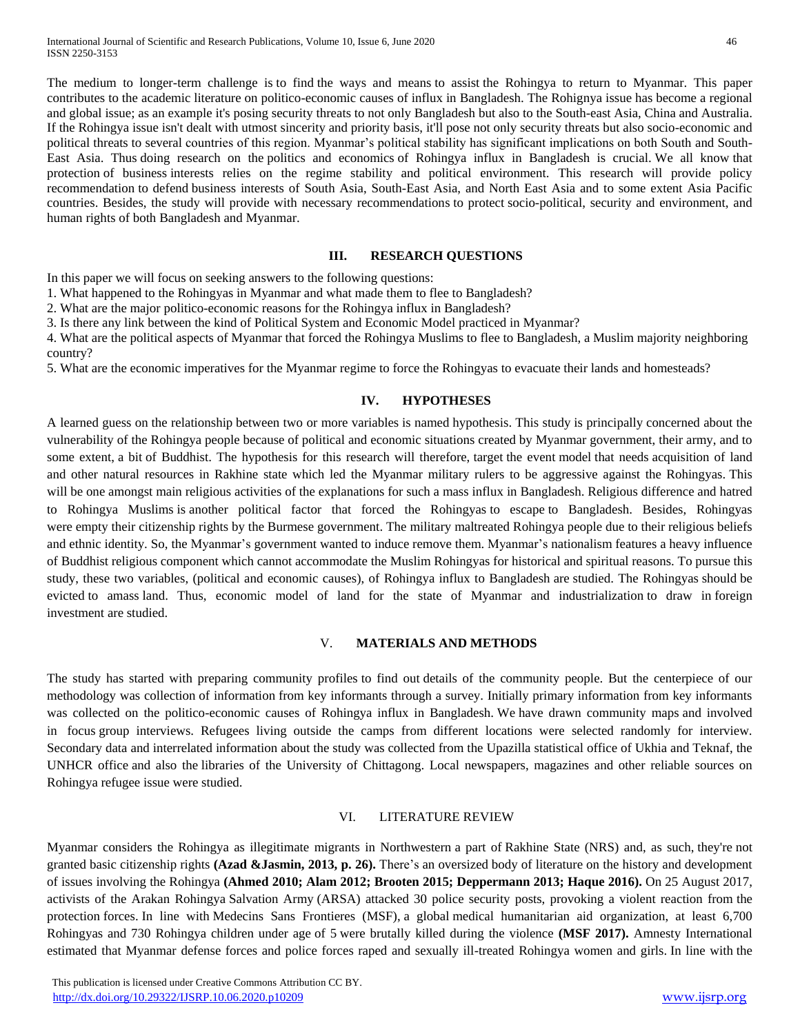The medium to longer-term challenge is to find the ways and means to assist the Rohingya to return to Myanmar. This paper contributes to the academic literature on politico-economic causes of influx in Bangladesh. The Rohignya issue has become a regional and global issue; as an example it's posing security threats to not only Bangladesh but also to the South-east Asia, China and Australia. If the Rohingya issue isn't dealt with utmost sincerity and priority basis, it'll pose not only security threats but also socio-economic and political threats to several countries of this region. Myanmar's political stability has significant implications on both South and South-East Asia. Thus doing research on the politics and economics of Rohingya influx in Bangladesh is crucial. We all know that protection of business interests relies on the regime stability and political environment. This research will provide policy recommendation to defend business interests of South Asia, South-East Asia, and North East Asia and to some extent Asia Pacific countries. Besides, the study will provide with necessary recommendations to protect socio-political, security and environment, and human rights of both Bangladesh and Myanmar.

## III. RESEARCH QUESTIONS

In this paper we will focus on seeking answers to the following questions:

1. What happened to the Rohingyas in Myanmar and what made them to flee to Bangladesh?
2. What are the major politico-economic reasons for the Rohingya influx in Bangladesh?
3. Is there any link between the kind of Political System and Economic Model practiced in Myanmar?
4. What are the political aspects of Myanmar that forced the Rohingya Muslims to flee to Bangladesh, a Muslim majority neighboring country?
5. What are the economic imperatives for the Myanmar regime to force the Rohingyas to evacuate their lands and homesteads?

## IV. HYPOTHESES

A learned guess on the relationship between two or more variables is named hypothesis. This study is principally concerned about the vulnerability of the Rohingya people because of political and economic situations created by Myanmar government, their army, and to some extent, a bit of Buddhist. The hypothesis for this research will therefore, target the event model that needs acquisition of land and other natural resources in Rakhine state which led the Myanmar military rulers to be aggressive against the Rohingyas. This will be one amongst main religious activities of the explanations for such a mass influx in Bangladesh. Religious difference and hatred to Rohingya Muslims is another political factor that forced the Rohingyas to escape to Bangladesh. Besides, Rohingyas were empty their citizenship rights by the Burmese government. The military maltreated Rohingya people due to their religious beliefs and ethnic identity. So, the Myanmar's government wanted to induce remove them. Myanmar's nationalism features a heavy influence of Buddhist religious component which cannot accommodate the Muslim Rohingyas for historical and spiritual reasons. To pursue this study, these two variables, (political and economic causes), of Rohingya influx to Bangladesh are studied. The Rohingyas should be evicted to amass land. Thus, economic model of land for the state of Myanmar and industrialization to draw in foreign investment are studied.

## V. MATERIALS AND METHODS

The study has started with preparing community profiles to find out details of the community people. But the centerpiece of our methodology was collection of information from key informants through a survey. Initially primary information from key informants was collected on the politico-economic causes of Rohingya influx in Bangladesh. We have drawn community maps and involved in focus group interviews. Refugees living outside the camps from different locations were selected randomly for interview. Secondary data and interrelated information about the study was collected from the Upazilla statistical office of Ukhia and Teknaf, the UNHCR office and also the libraries of the University of Chittagong. Local newspapers, magazines and other reliable sources on Rohingya refugee issue were studied.

## VI. LITERATURE REVIEW

Myanmar considers the Rohingya as illegitimate migrants in Northwestern a part of Rakhine State (NRS) and, as such, they're not granted basic citizenship rights **(Azad &Jasmin, 2013, p. 26).** There's an oversized body of literature on the history and development of issues involving the Rohingya **(Ahmed 2010; Alam 2012; Brooten 2015; Deppermann 2013; Haque 2016).** On 25 August 2017, activists of the Arakan Rohingya Salvation Army (ARSA) attacked 30 police security posts, provoking a violent reaction from the protection forces. In line with Medecins Sans Frontieres (MSF), a global medical humanitarian aid organization, at least 6,700 Rohingyas and 730 Rohingya children under age of 5 were brutally killed during the violence **(MSF 2017).** Amnesty International estimated that Myanmar defense forces and police forces raped and sexually ill-treated Rohingya women and girls. In line with the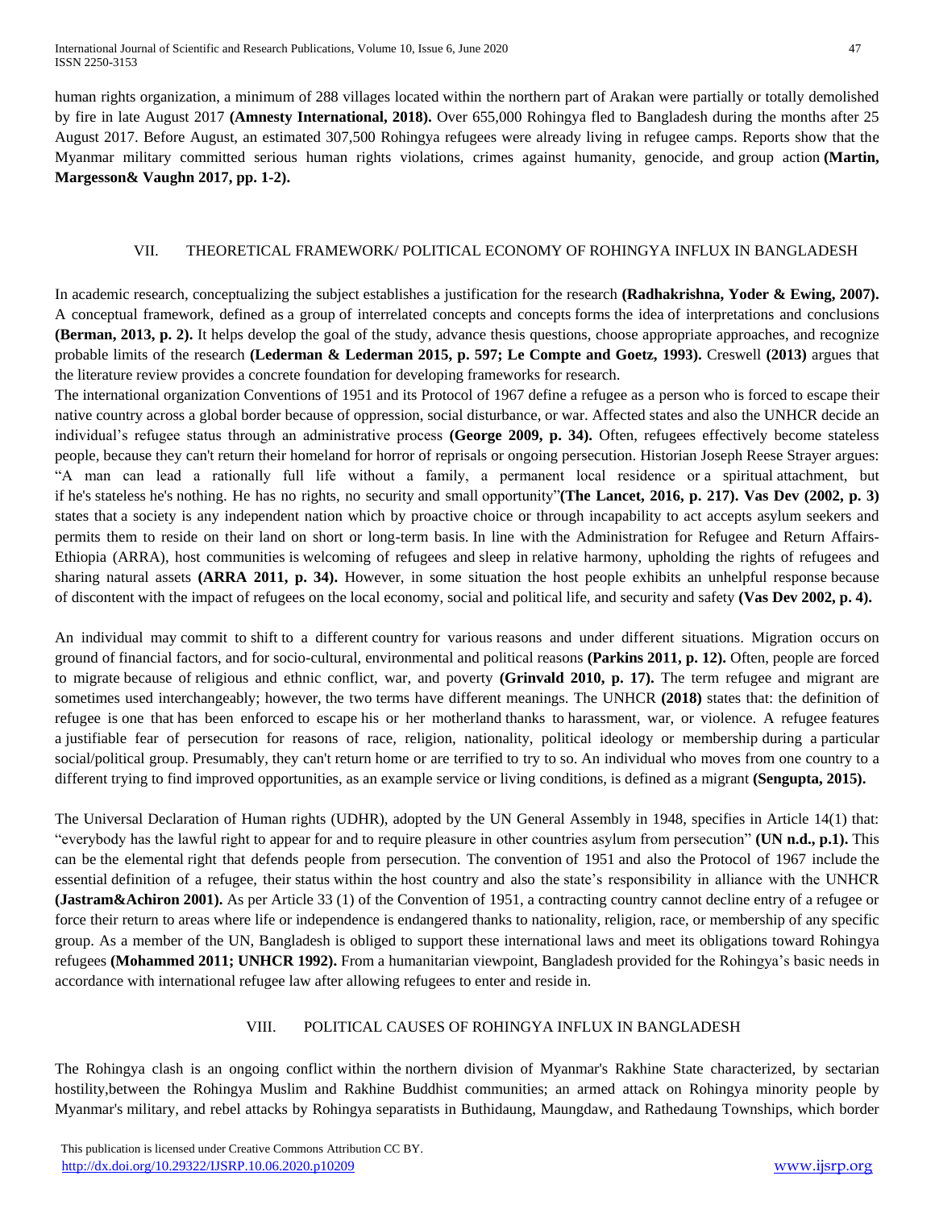human rights organization, a minimum of 288 villages located within the northern part of Arakan were partially or totally demolished by fire in late August 2017 **(Amnesty International, 2018).** Over 655,000 Rohingya fled to Bangladesh during the months after 25 August 2017. Before August, an estimated 307,500 Rohingya refugees were already living in refugee camps. Reports show that the Myanmar military committed serious human rights violations, crimes against humanity, genocide, and group action **(Martin, Margesson& Vaughn 2017, pp. 1-2).**

## VII. THEORETICAL FRAMEWORK/ POLITICAL ECONOMY OF ROHINGYA INFLUX IN BANGLADESH

In academic research, conceptualizing the subject establishes a justification for the research **(Radhakrishna, Yoder & Ewing, 2007).** A conceptual framework, defined as a group of interrelated concepts and concepts forms the idea of interpretations and conclusions **(Berman, 2013, p. 2).** It helps develop the goal of the study, advance thesis questions, choose appropriate approaches, and recognize probable limits of the research **(Lederman & Lederman 2015, p. 597; Le Compte and Goetz, 1993).** Creswell **(2013)** argues that the literature review provides a concrete foundation for developing frameworks for research.

The international organization Conventions of 1951 and its Protocol of 1967 define a refugee as a person who is forced to escape their native country across a global border because of oppression, social disturbance, or war. Affected states and also the UNHCR decide an individual's refugee status through an administrative process **(George 2009, p. 34).** Often, refugees effectively become stateless people, because they can't return their homeland for horror of reprisals or ongoing persecution. Historian Joseph Reese Strayer argues: "A man can lead a rationally full life without a family, a permanent local residence or a spiritual attachment, but if he's stateless he's nothing. He has no rights, no security and small opportunity"**(The Lancet, 2016, p. 217). Vas Dev (2002, p. 3)** states that a society is any independent nation which by proactive choice or through incapability to act accepts asylum seekers and permits them to reside on their land on short or long-term basis. In line with the Administration for Refugee and Return Affairs-Ethiopia (ARRA), host communities is welcoming of refugees and sleep in relative harmony, upholding the rights of refugees and sharing natural assets **(ARRA 2011, p. 34).** However, in some situation the host people exhibits an unhelpful response because of discontent with the impact of refugees on the local economy, social and political life, and security and safety **(Vas Dev 2002, p. 4).**

An individual may commit to shift to a different country for various reasons and under different situations. Migration occurs on ground of financial factors, and for socio-cultural, environmental and political reasons **(Parkins 2011, p. 12).** Often, people are forced to migrate because of religious and ethnic conflict, war, and poverty **(Grinvald 2010, p. 17).** The term refugee and migrant are sometimes used interchangeably; however, the two terms have different meanings. The UNHCR **(2018)** states that: the definition of refugee is one that has been enforced to escape his or her motherland thanks to harassment, war, or violence. A refugee features a justifiable fear of persecution for reasons of race, religion, nationality, political ideology or membership during a particular social/political group. Presumably, they can't return home or are terrified to try to so. An individual who moves from one country to a different trying to find improved opportunities, as an example service or living conditions, is defined as a migrant **(Sengupta, 2015).**

The Universal Declaration of Human rights (UDHR), adopted by the UN General Assembly in 1948, specifies in Article 14(1) that: "everybody has the lawful right to appear for and to require pleasure in other countries asylum from persecution" **(UN n.d., p.1).** This can be the elemental right that defends people from persecution. The convention of 1951 and also the Protocol of 1967 include the essential definition of a refugee, their status within the host country and also the state's responsibility in alliance with the UNHCR **(Jastram&Achiron 2001).** As per Article 33 (1) of the Convention of 1951, a contracting country cannot decline entry of a refugee or force their return to areas where life or independence is endangered thanks to nationality, religion, race, or membership of any specific group. As a member of the UN, Bangladesh is obliged to support these international laws and meet its obligations toward Rohingya refugees **(Mohammed 2011; UNHCR 1992).** From a humanitarian viewpoint, Bangladesh provided for the Rohingya's basic needs in accordance with international refugee law after allowing refugees to enter and reside in.

## VIII. POLITICAL CAUSES OF ROHINGYA INFLUX IN BANGLADESH

The Rohingya clash is an ongoing conflict within the northern division of Myanmar's Rakhine State characterized, by sectarian hostility,between the Rohingya Muslim and Rakhine Buddhist communities; an armed attack on Rohingya minority people by Myanmar's military, and rebel attacks by Rohingya separatists in Buthidaung, Maungdaw, and Rathedaung Townships, which border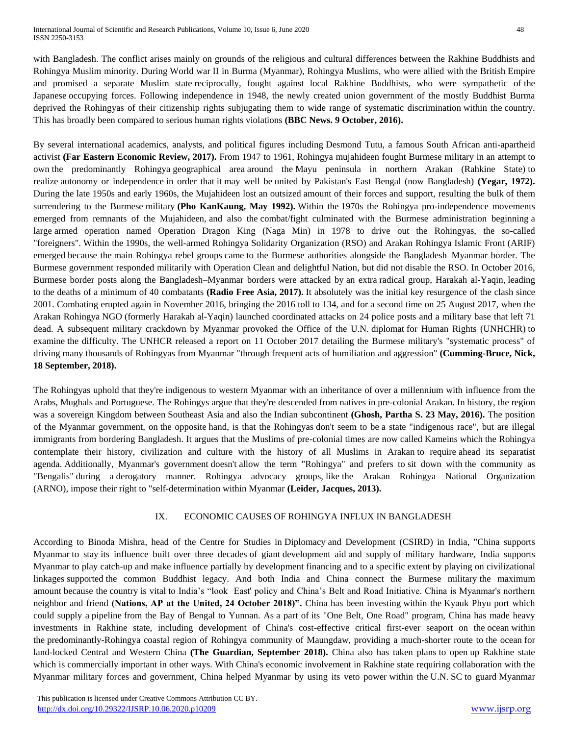with Bangladesh. The conflict arises mainly on grounds of the religious and cultural differences between the Rakhine Buddhists and Rohingya Muslim minority. During World war II in Burma (Myanmar), Rohingya Muslims, who were allied with the British Empire and promised a separate Muslim state reciprocally, fought against local Rakhine Buddhists, who were sympathetic of the Japanese occupying forces. Following independence in 1948, the newly created union government of the mostly Buddhist Burma deprived the Rohingyas of their citizenship rights subjugating them to wide range of systematic discrimination within the country. This has broadly been compared to serious human rights violations **(BBC News. 9 October, 2016).**

By several international academics, analysts, and political figures including Desmond Tutu, a famous South African anti-apartheid activist **(Far Eastern Economic Review, 2017).** From 1947 to 1961, Rohingya mujahideen fought Burmese military in an attempt to own the predominantly Rohingya geographical area around the Mayu peninsula in northern Arakan (Rahkine State) to realize autonomy or independence in order that it may well be united by Pakistan's East Bengal (now Bangladesh) **(Yegar, 1972).** During the late 1950s and early 1960s, the Mujahideen lost an outsized amount of their forces and support, resulting the bulk of them surrendering to the Burmese military **(Pho KanKaung, May 1992).** Within the 1970s the Rohingya pro-independence movements emerged from remnants of the Mujahideen, and also the combat/fight culminated with the Burmese administration beginning a large armed operation named Operation Dragon King (Naga Min) in 1978 to drive out the Rohingyas, the so-called "foreigners". Within the 1990s, the well-armed Rohingya Solidarity Organization (RSO) and Arakan Rohingya Islamic Front (ARIF) emerged because the main Rohingya rebel groups came to the Burmese authorities alongside the Bangladesh–Myanmar border. The Burmese government responded militarily with Operation Clean and delightful Nation, but did not disable the RSO. In October 2016, Burmese border posts along the Bangladesh–Myanmar borders were attacked by an extra radical group, Harakah al-Yaqin, leading to the deaths of a minimum of 40 combatants **(Radio Free Asia, 2017).** It absolutely was the initial key resurgence of the clash since 2001. Combating erupted again in November 2016, bringing the 2016 toll to 134, and for a second time on 25 August 2017, when the Arakan Rohingya NGO (formerly Harakah al-Yaqin) launched coordinated attacks on 24 police posts and a military base that left 71 dead. A subsequent military crackdown by Myanmar provoked the Office of the U.N. diplomat for Human Rights (UNHCHR) to examine the difficulty. The UNHCR released a report on 11 October 2017 detailing the Burmese military's "systematic process" of driving many thousands of Rohingyas from Myanmar "through frequent acts of humiliation and aggression" **(Cumming-Bruce, Nick, 18 September, 2018).**

The Rohingyas uphold that they're indigenous to western Myanmar with an inheritance of over a millennium with influence from the Arabs, Mughals and Portuguese. The Rohingys argue that they're descended from natives in pre-colonial Arakan. In history, the region was a sovereign Kingdom between Southeast Asia and also the Indian subcontinent **(Ghosh, Partha S. 23 May, 2016).** The position of the Myanmar government, on the opposite hand, is that the Rohingyas don't seem to be a state "indigenous race", but are illegal immigrants from bordering Bangladesh. It argues that the Muslims of pre-colonial times are now called Kameins which the Rohingya contemplate their history, civilization and culture with the history of all Muslims in Arakan to require ahead its separatist agenda. Additionally, Myanmar's government doesn't allow the term "Rohingya" and prefers to sit down with the community as "Bengalis" during a derogatory manner. Rohingya advocacy groups, like the Arakan Rohingya National Organization (ARNO), impose their right to "self-determination within Myanmar **(Leider, Jacques, 2013).**

## IX. ECONOMIC CAUSES OF ROHINGYA INFLUX IN BANGLADESH

According to Binoda Mishra, head of the Centre for Studies in Diplomacy and Development (CSIRD) in India, "China supports Myanmar to stay its influence built over three decades of giant development aid and supply of military hardware, India supports Myanmar to play catch-up and make influence partially by development financing and to a specific extent by playing on civilizational linkages supported the common Buddhist legacy. And both India and China connect the Burmese military the maximum amount because the country is vital to India's "look East' policy and China's Belt and Road Initiative. China is Myanmar's northern neighbor and friend **(Nations, AP at the United, 24 October 2018)".** China has been investing within the Kyauk Phyu port which could supply a pipeline from the Bay of Bengal to Yunnan. As a part of its "One Belt, One Road" program, China has made heavy investments in Rakhine state, including development of China's cost-effective critical first-ever seaport on the ocean within the predominantly-Rohingya coastal region of Rohingya community of Maungdaw, providing a much-shorter route to the ocean for land-locked Central and Western China **(The Guardian, September 2018).** China also has taken plans to open up Rakhine state which is commercially important in other ways. With China's economic involvement in Rakhine state requiring collaboration with the Myanmar military forces and government, China helped Myanmar by using its veto power within the U.N. SC to guard Myanmar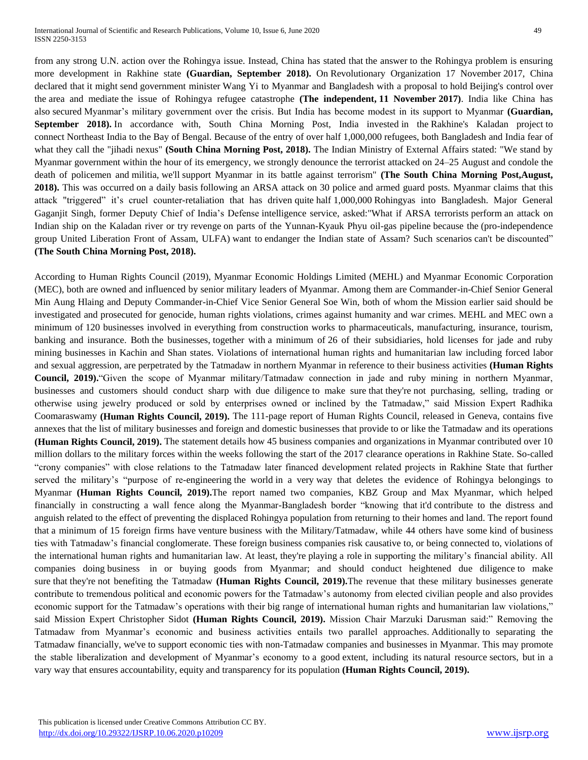from any strong U.N. action over the Rohingya issue. Instead, China has stated that the answer to the Rohingya problem is ensuring more development in Rakhine state **(Guardian, September 2018).** On Revolutionary Organization 17 November 2017, China declared that it might send government minister Wang Yi to Myanmar and Bangladesh with a proposal to hold Beijing's control over the area and mediate the issue of Rohingya refugee catastrophe **(The independent, 11 November 2017)**. India like China has also secured Myanmar's military government over the crisis. But India has become modest in its support to Myanmar **(Guardian, September 2018).** In accordance with, South China Morning Post, India invested in the Rakhine's Kaladan project to connect Northeast India to the Bay of Bengal. Because of the entry of over half 1,000,000 refugees, both Bangladesh and India fear of what they call the "jihadi nexus" **(South China Morning Post, 2018).** The Indian Ministry of External Affairs stated: "We stand by Myanmar government within the hour of its emergency, we strongly denounce the terrorist attacked on 24–25 August and condole the death of policemen and militia, we'll support Myanmar in its battle against terrorism" **(The South China Morning Post,August, 2018).** This was occurred on a daily basis following an ARSA attack on 30 police and armed guard posts. Myanmar claims that this attack "triggered" it's cruel counter-retaliation that has driven quite half 1,000,000 Rohingyas into Bangladesh. Major General Gaganjit Singh, former Deputy Chief of India's Defense intelligence service, asked:"What if ARSA terrorists perform an attack on Indian ship on the Kaladan river or try revenge on parts of the Yunnan-Kyauk Phyu oil-gas pipeline because the (pro-independence group United Liberation Front of Assam, ULFA) want to endanger the Indian state of Assam? Such scenarios can't be discounted" **(The South China Morning Post, 2018).**

According to Human Rights Council (2019), Myanmar Economic Holdings Limited (MEHL) and Myanmar Economic Corporation (MEC), both are owned and influenced by senior military leaders of Myanmar. Among them are Commander-in-Chief Senior General Min Aung Hlaing and Deputy Commander-in-Chief Vice Senior General Soe Win, both of whom the Mission earlier said should be investigated and prosecuted for genocide, human rights violations, crimes against humanity and war crimes. MEHL and MEC own a minimum of 120 businesses involved in everything from construction works to pharmaceuticals, manufacturing, insurance, tourism, banking and insurance. Both the businesses, together with a minimum of 26 of their subsidiaries, hold licenses for jade and ruby mining businesses in Kachin and Shan states. Violations of international human rights and humanitarian law including forced labor and sexual aggression, are perpetrated by the Tatmadaw in northern Myanmar in reference to their business activities **(Human Rights Council, 2019).**"Given the scope of Myanmar military/Tatmadaw connection in jade and ruby mining in northern Myanmar, businesses and customers should conduct sharp with due diligence to make sure that they're not purchasing, selling, trading or otherwise using jewelry produced or sold by enterprises owned or inclined by the Tatmadaw," said Mission Expert Radhika Coomaraswamy **(Human Rights Council, 2019).** The 111-page report of Human Rights Council, released in Geneva, contains five annexes that the list of military businesses and foreign and domestic businesses that provide to or like the Tatmadaw and its operations **(Human Rights Council, 2019).** The statement details how 45 business companies and organizations in Myanmar contributed over 10 million dollars to the military forces within the weeks following the start of the 2017 clearance operations in Rakhine State. So-called "crony companies" with close relations to the Tatmadaw later financed development related projects in Rakhine State that further served the military's "purpose of re-engineering the world in a very way that deletes the evidence of Rohingya belongings to Myanmar **(Human Rights Council, 2019).**The report named two companies, KBZ Group and Max Myanmar, which helped financially in constructing a wall fence along the Myanmar-Bangladesh border "knowing that it'd contribute to the distress and anguish related to the effect of preventing the displaced Rohingya population from returning to their homes and land. The report found that a minimum of 15 foreign firms have venture business with the Military/Tatmadaw, while 44 others have some kind of business ties with Tatmadaw's financial conglomerate. These foreign business companies risk causative to, or being connected to, violations of the international human rights and humanitarian law. At least, they're playing a role in supporting the military's financial ability. All companies doing business in or buying goods from Myanmar; and should conduct heightened due diligence to make sure that they're not benefiting the Tatmadaw **(Human Rights Council, 2019).**The revenue that these military businesses generate contribute to tremendous political and economic powers for the Tatmadaw's autonomy from elected civilian people and also provides economic support for the Tatmadaw's operations with their big range of international human rights and humanitarian law violations," said Mission Expert Christopher Sidot **(Human Rights Council, 2019).** Mission Chair Marzuki Darusman said:" Removing the Tatmadaw from Myanmar's economic and business activities entails two parallel approaches. Additionally to separating the Tatmadaw financially, we've to support economic ties with non-Tatmadaw companies and businesses in Myanmar. This may promote the stable liberalization and development of Myanmar's economy to a good extent, including its natural resource sectors, but in a vary way that ensures accountability, equity and transparency for its population **(Human Rights Council, 2019).**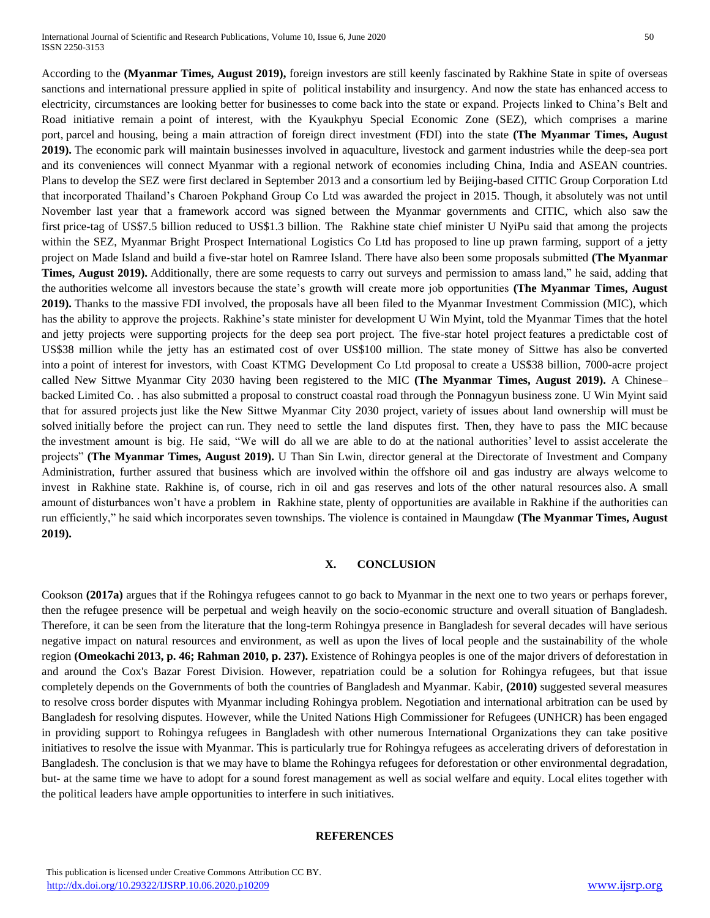According to the **(Myanmar Times, August 2019),** foreign investors are still keenly fascinated by Rakhine State in spite of overseas sanctions and international pressure applied in spite of political instability and insurgency. And now the state has enhanced access to electricity, circumstances are looking better for businesses to come back into the state or expand. Projects linked to China's Belt and Road initiative remain a point of interest, with the Kyaukphyu Special Economic Zone (SEZ), which comprises a marine port, parcel and housing, being a main attraction of foreign direct investment (FDI) into the state **(The Myanmar Times, August 2019).** The economic park will maintain businesses involved in aquaculture, livestock and garment industries while the deep-sea port and its conveniences will connect Myanmar with a regional network of economies including China, India and ASEAN countries. Plans to develop the SEZ were first declared in September 2013 and a consortium led by Beijing-based CITIC Group Corporation Ltd that incorporated Thailand's Charoen Pokphand Group Co Ltd was awarded the project in 2015. Though, it absolutely was not until November last year that a framework accord was signed between the Myanmar governments and CITIC, which also saw the first price-tag of US$7.5 billion reduced to US$1.3 billion. The Rakhine state chief minister U NyiPu said that among the projects within the SEZ, Myanmar Bright Prospect International Logistics Co Ltd has proposed to line up prawn farming, support of a jetty project on Made Island and build a five-star hotel on Ramree Island. There have also been some proposals submitted **(The Myanmar Times, August 2019).** Additionally, there are some requests to carry out surveys and permission to amass land," he said, adding that the authorities welcome all investors because the state's growth will create more job opportunities **(The Myanmar Times, August 2019).** Thanks to the massive FDI involved, the proposals have all been filed to the Myanmar Investment Commission (MIC), which has the ability to approve the projects. Rakhine's state minister for development U Win Myint, told the Myanmar Times that the hotel and jetty projects were supporting projects for the deep sea port project. The five-star hotel project features a predictable cost of US$38 million while the jetty has an estimated cost of over US$100 million. The state money of Sittwe has also be converted into a point of interest for investors, with Coast KTMG Development Co Ltd proposal to create a US$38 billion, 7000-acre project called New Sittwe Myanmar City 2030 having been registered to the MIC **(The Myanmar Times, August 2019).** A Chinese–backed Limited Co. . has also submitted a proposal to construct coastal road through the Ponnagyun business zone. U Win Myint said that for assured projects just like the New Sittwe Myanmar City 2030 project, variety of issues about land ownership will must be solved initially before the project can run. They need to settle the land disputes first. Then, they have to pass the MIC because the investment amount is big. He said, "We will do all we are able to do at the national authorities' level to assist accelerate the projects" **(The Myanmar Times, August 2019).** U Than Sin Lwin, director general at the Directorate of Investment and Company Administration, further assured that business which are involved within the offshore oil and gas industry are always welcome to invest in Rakhine state. Rakhine is, of course, rich in oil and gas reserves and lots of the other natural resources also. A small amount of disturbances won't have a problem in Rakhine state, plenty of opportunities are available in Rakhine if the authorities can run efficiently," he said which incorporates seven townships. The violence is contained in Maungdaw **(The Myanmar Times, August 2019).**

## X. CONCLUSION

Cookson **(2017a)** argues that if the Rohingya refugees cannot to go back to Myanmar in the next one to two years or perhaps forever, then the refugee presence will be perpetual and weigh heavily on the socio-economic structure and overall situation of Bangladesh. Therefore, it can be seen from the literature that the long-term Rohingya presence in Bangladesh for several decades will have serious negative impact on natural resources and environment, as well as upon the lives of local people and the sustainability of the whole region **(Omeokachi 2013, p. 46; Rahman 2010, p. 237).** Existence of Rohingya peoples is one of the major drivers of deforestation in and around the Cox's Bazar Forest Division. However, repatriation could be a solution for Rohingya refugees, but that issue completely depends on the Governments of both the countries of Bangladesh and Myanmar. Kabir, **(2010)** suggested several measures to resolve cross border disputes with Myanmar including Rohingya problem. Negotiation and international arbitration can be used by Bangladesh for resolving disputes. However, while the United Nations High Commissioner for Refugees (UNHCR) has been engaged in providing support to Rohingya refugees in Bangladesh with other numerous International Organizations they can take positive initiatives to resolve the issue with Myanmar. This is particularly true for Rohingya refugees as accelerating drivers of deforestation in Bangladesh. The conclusion is that we may have to blame the Rohingya refugees for deforestation or other environmental degradation, but- at the same time we have to adopt for a sound forest management as well as social welfare and equity. Local elites together with the political leaders have ample opportunities to interfere in such initiatives.

## REFERENCES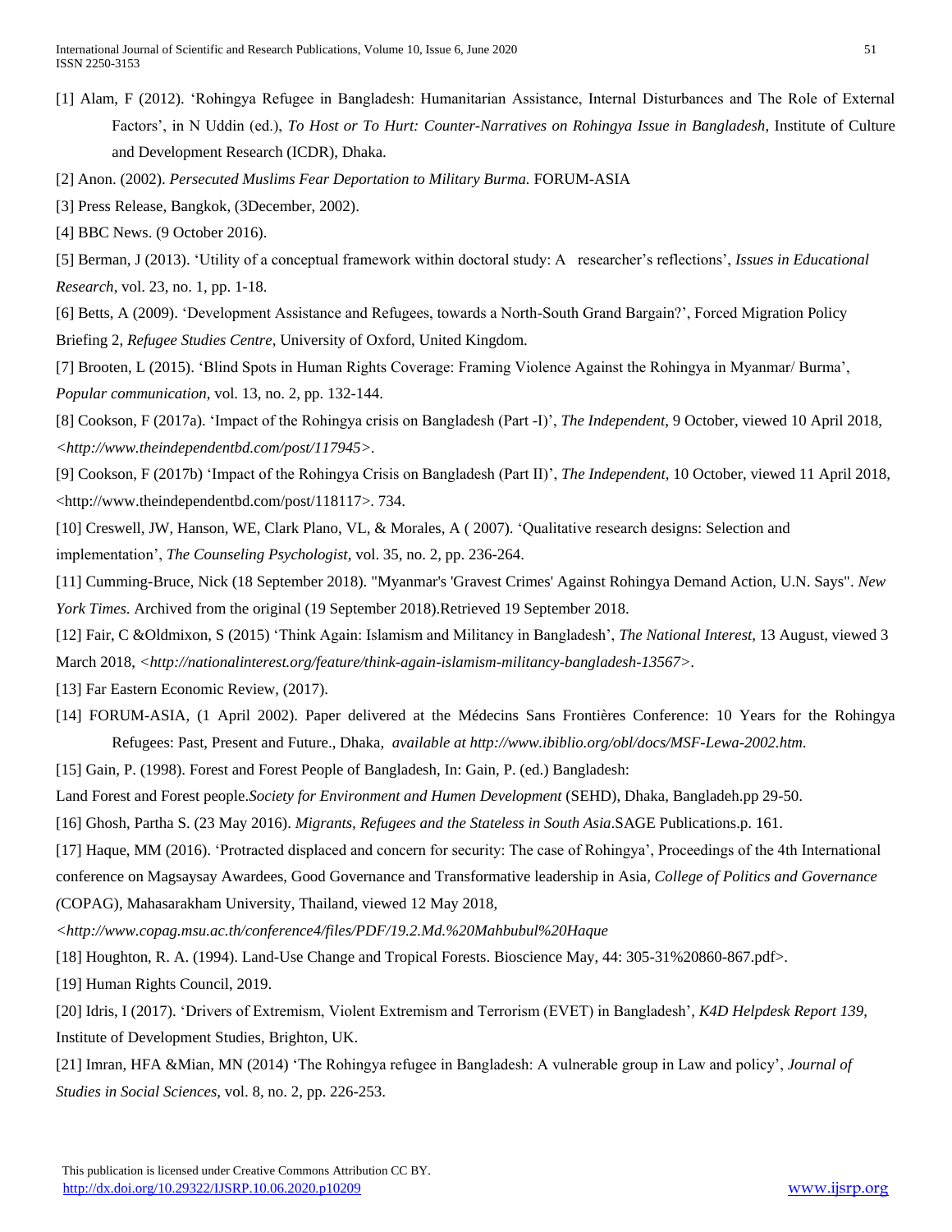[1] Alam, F (2012). 'Rohingya Refugee in Bangladesh: Humanitarian Assistance, Internal Disturbances and The Role of External Factors', in N Uddin (ed.), *To Host or To Hurt: Counter-Narratives on Rohingya Issue in Bangladesh*, Institute of Culture and Development Research (ICDR), Dhaka.

[2] Anon. (2002). *Persecuted Muslims Fear Deportation to Military Burma.* FORUM-ASIA

[3] Press Release, Bangkok, (3December, 2002).

[4] BBC News. (9 October 2016).

[5] Berman, J (2013). 'Utility of a conceptual framework within doctoral study: A researcher's reflections', *Issues in Educational Research*, vol. 23, no. 1, pp. 1-18.

[6] Betts, A (2009). 'Development Assistance and Refugees, towards a North-South Grand Bargain?', Forced Migration Policy Briefing 2, *Refugee Studies Centre*, University of Oxford, United Kingdom.

[7] Brooten, L (2015). 'Blind Spots in Human Rights Coverage: Framing Violence Against the Rohingya in Myanmar/ Burma', *Popular communication*, vol. 13, no. 2, pp. 132-144.

[8] Cookson, F (2017a). 'Impact of the Rohingya crisis on Bangladesh (Part -I)', *The Independent*, 9 October, viewed 10 April 2018, *<http://www.theindependentbd.com/post/117945>*.

[9] Cookson, F (2017b) 'Impact of the Rohingya Crisis on Bangladesh (Part II)', *The Independent*, 10 October, viewed 11 April 2018, <http://www.theindependentbd.com/post/118117>. 734.

[10] Creswell, JW, Hanson, WE, Clark Plano, VL, & Morales, A ( 2007). 'Qualitative research designs: Selection and implementation', *The Counseling Psychologist*, vol. 35, no. 2, pp. 236-264.

[11] Cumming-Bruce, Nick (18 September 2018). "Myanmar's 'Gravest Crimes' Against Rohingya Demand Action, U.N. Says". *New York Times*. Archived from the original (19 September 2018).Retrieved 19 September 2018.

[12] Fair, C &Oldmixon, S (2015) 'Think Again: Islamism and Militancy in Bangladesh', *The National Interest*, 13 August, viewed 3 March 2018, *<http://nationalinterest.org/feature/think-again-islamism-militancy-bangladesh-13567>*.

[13] Far Eastern Economic Review, (2017).

[14] FORUM-ASIA, (1 April 2002). Paper delivered at the Médecins Sans Frontières Conference: 10 Years for the Rohingya Refugees: Past, Present and Future., Dhaka, *available at http://www.ibiblio.org/obl/docs/MSF-Lewa-2002.htm.*

[15] Gain, P. (1998). Forest and Forest People of Bangladesh, In: Gain, P. (ed.) Bangladesh: Land Forest and Forest people.*Society for Environment and Humen Development* (SEHD), Dhaka, Bangladeh.pp 29-50.

[16] Ghosh, Partha S. (23 May 2016). *Migrants, Refugees and the Stateless in South Asia*.SAGE Publications.p. 161.

[17] Haque, MM (2016). 'Protracted displaced and concern for security: The case of Rohingya', Proceedings of the 4th International conference on Magsaysay Awardees, Good Governance and Transformative leadership in Asia, *College of Politics and Governance (*COPAG), Mahasarakham University, Thailand, viewed 12 May 2018, *<http://www.copag.msu.ac.th/conference4/files/PDF/19.2.Md.%20Mahbubul%20Haque*

[18] Houghton, R. A. (1994). Land-Use Change and Tropical Forests. Bioscience May, 44: 305-31%20860-867.pdf>.

[19] Human Rights Council, 2019.

[20] Idris, I (2017). 'Drivers of Extremism, Violent Extremism and Terrorism (EVET) in Bangladesh', *K4D Helpdesk Report 139*, Institute of Development Studies, Brighton, UK.

[21] Imran, HFA &Mian, MN (2014) 'The Rohingya refugee in Bangladesh: A vulnerable group in Law and policy', *Journal of Studies in Social Sciences*, vol. 8, no. 2, pp. 226-253.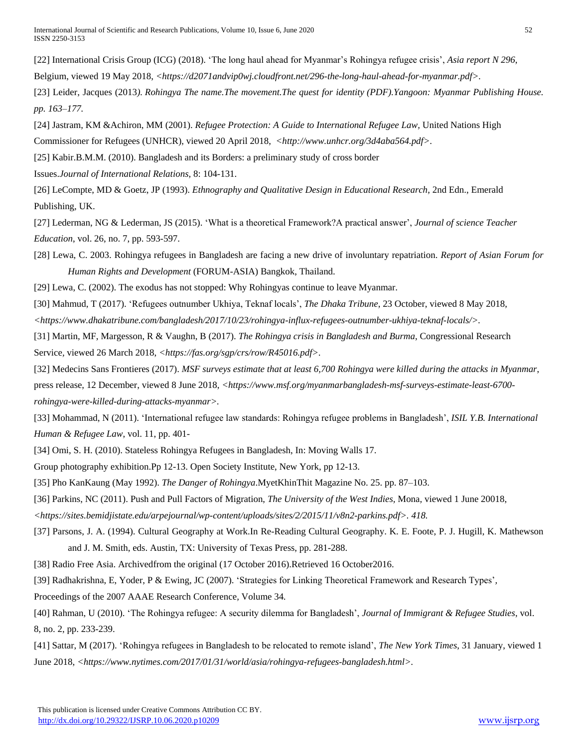[22] International Crisis Group (ICG) (2018). 'The long haul ahead for Myanmar's Rohingya refugee crisis', *Asia report N 296*, Belgium, viewed 19 May 2018, <*https://d2071andvip0wj.cloudfront.net/296-the-long-haul-ahead-for-myanmar.pdf*>.

[23] Leider, Jacques (2013*). Rohingya The name.The movement.The quest for identity (PDF).Yangoon: Myanmar Publishing House. pp. 163–177.*

[24] Jastram, KM &Achiron, MM (2001). *Refugee Protection: A Guide to International Refugee Law,* United Nations High Commissioner for Refugees (UNHCR), viewed 20 April 2018, <*http://www.unhcr.org/3d4aba564.pdf*>.

[25] Kabir.B.M.M. (2010). Bangladesh and its Borders: a preliminary study of cross border Issues.*Journal of International Relations,* 8: 104-131.

[26] LeCompte, MD & Goetz, JP (1993). *Ethnography and Qualitative Design in Educational Research*, 2nd Edn., Emerald Publishing, UK.

[27] Lederman, NG & Lederman, JS (2015). 'What is a theoretical Framework?A practical answer', *Journal of science Teacher Education*, vol. 26, no. 7, pp. 593-597.

[28] Lewa, C. 2003. Rohingya refugees in Bangladesh are facing a new drive of involuntary repatriation. *Report of Asian Forum for Human Rights and Development* (FORUM-ASIA) Bangkok, Thailand.

[29] Lewa, C. (2002). The exodus has not stopped: Why Rohingyas continue to leave Myanmar.

[30] Mahmud, T (2017). 'Refugees outnumber Ukhiya, Teknaf locals', *The Dhaka Tribune*, 23 October, viewed 8 May 2018, <*https://www.dhakatribune.com/bangladesh/2017/10/23/rohingya-influx-refugees-outnumber-ukhiya-teknaf-locals/*>.

[31] Martin, MF, Margesson, R & Vaughn, B (2017). *The Rohingya crisis in Bangladesh and Burma*, Congressional Research Service, viewed 26 March 2018, <*https://fas.org/sgp/crs/row/R45016.pdf*>.

[32] Medecins Sans Frontieres (2017). *MSF surveys estimate that at least 6,700 Rohingya were killed during the attacks in Myanmar*, press release, 12 December, viewed 8 June 2018, <*https://www.msf.org/myanmarbangladesh-msf-surveys-estimate-least-6700-rohingya-were-killed-during-attacks-myanmar*>.

[33] Mohammad, N (2011). 'International refugee law standards: Rohingya refugee problems in Bangladesh', *ISIL Y.B. International Human & Refugee Law*, vol. 11, pp. 401-

[34] Omi, S. H. (2010). Stateless Rohingya Refugees in Bangladesh, In: Moving Walls 17. Group photography exhibition.Pp 12-13. Open Society Institute, New York, pp 12-13.

[35] Pho KanKaung (May 1992). *The Danger of Rohingya*.MyetKhinThit Magazine No. 25. pp. 87–103.

[36] Parkins, NC (2011). Push and Pull Factors of Migration, *The University of the West Indies*, Mona, viewed 1 June 20018, <*https://sites.bemidjistate.edu/arpejournal/wp-content/uploads/sites/2/2015/11/v8n2-parkins.pdf*>*. 418.*

[37] Parsons, J. A. (1994). Cultural Geography at Work.In Re-Reading Cultural Geography. K. E. Foote, P. J. Hugill, K. Mathewson and J. M. Smith, eds. Austin, TX: University of Texas Press, pp. 281-288.

[38] Radio Free Asia. Archivedfrom the original (17 October 2016).Retrieved 16 October2016.

[39] Radhakrishna, E, Yoder, P & Ewing, JC (2007). 'Strategies for Linking Theoretical Framework and Research Types', Proceedings of the 2007 AAAE Research Conference, Volume 34*.*

[40] Rahman, U (2010). 'The Rohingya refugee: A security dilemma for Bangladesh', *Journal of Immigrant & Refugee Studies*, vol. 8, no. 2, pp. 233-239.

[41] Sattar, M (2017). 'Rohingya refugees in Bangladesh to be relocated to remote island', *The New York Times*, 31 January, viewed 1 June 2018, <*https://www.nytimes.com/2017/01/31/world/asia/rohingya-refugees-bangladesh.html*>.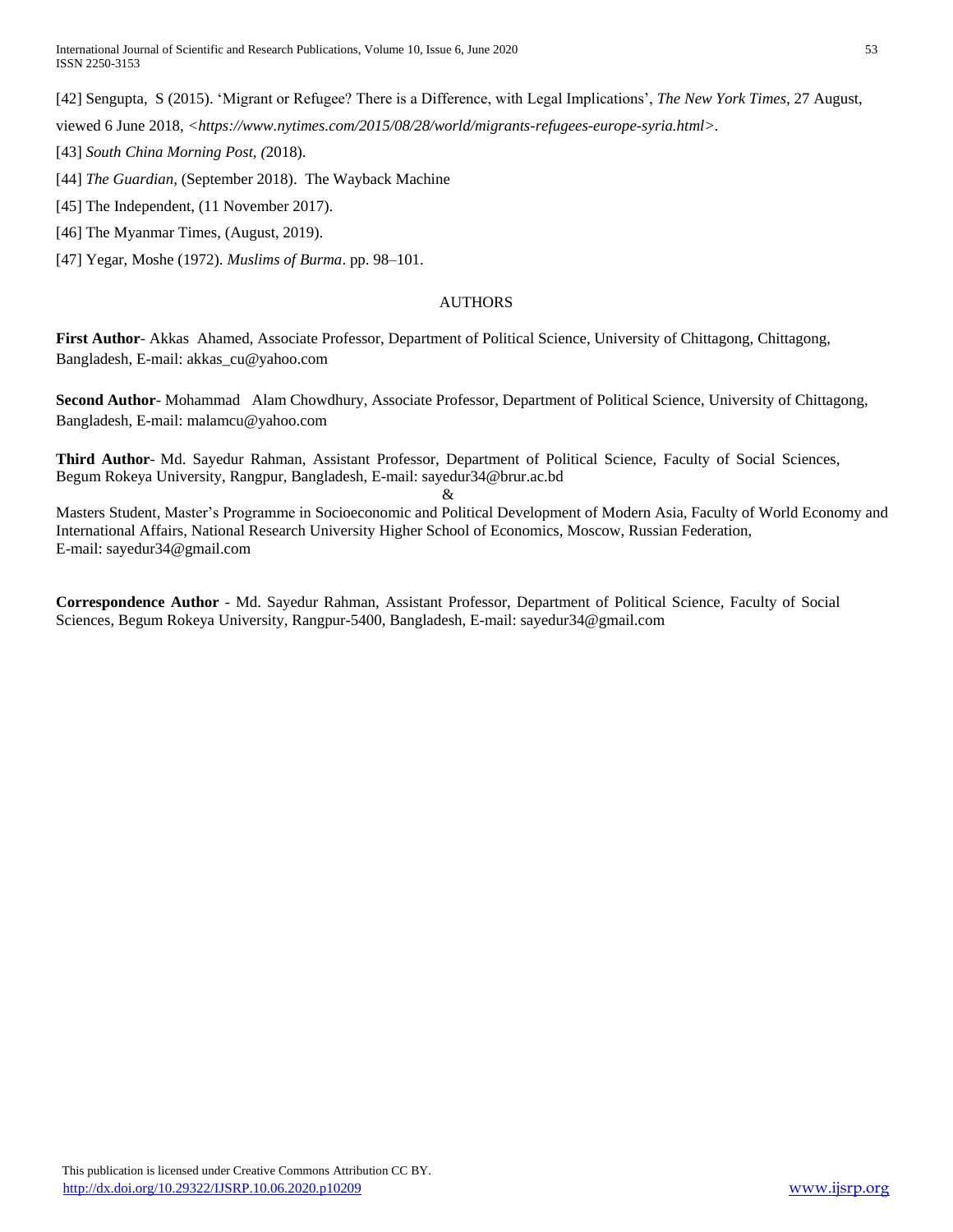[42] Sengupta, S (2015). 'Migrant or Refugee? There is a Difference, with Legal Implications', *The New York Times*, 27 August, viewed 6 June 2018, <*https://www.nytimes.com/2015/08/28/world/migrants-refugees-europe-syria.html*>.

[43] *South China Morning Post, (*2018).

[44] *The Guardian*, (September 2018). The Wayback Machine

[45] The Independent, (11 November 2017).

[46] The Myanmar Times, (August, 2019).

[47] Yegar, Moshe (1972). *Muslims of Burma*. pp. 98–101.

## AUTHORS

**First Author**- Akkas Ahamed, Associate Professor, Department of Political Science, University of Chittagong, Chittagong, Bangladesh, E-mail: akkas_cu@yahoo.com

**Second Author**- Mohammad Alam Chowdhury, Associate Professor, Department of Political Science, University of Chittagong, Bangladesh, E-mail: malamcu@yahoo.com

**Third Author**- Md. Sayedur Rahman, Assistant Professor, Department of Political Science, Faculty of Social Sciences, Begum Rokeya University, Rangpur, Bangladesh, E-mail: sayedur34@brur.ac.bd

&

Masters Student, Master's Programme in Socioeconomic and Political Development of Modern Asia, Faculty of World Economy and International Affairs, National Research University Higher School of Economics, Moscow, Russian Federation, E-mail: sayedur34@gmail.com

**Correspondence Author** - Md. Sayedur Rahman, Assistant Professor, Department of Political Science, Faculty of Social Sciences, Begum Rokeya University, Rangpur-5400, Bangladesh, E-mail: sayedur34@gmail.com